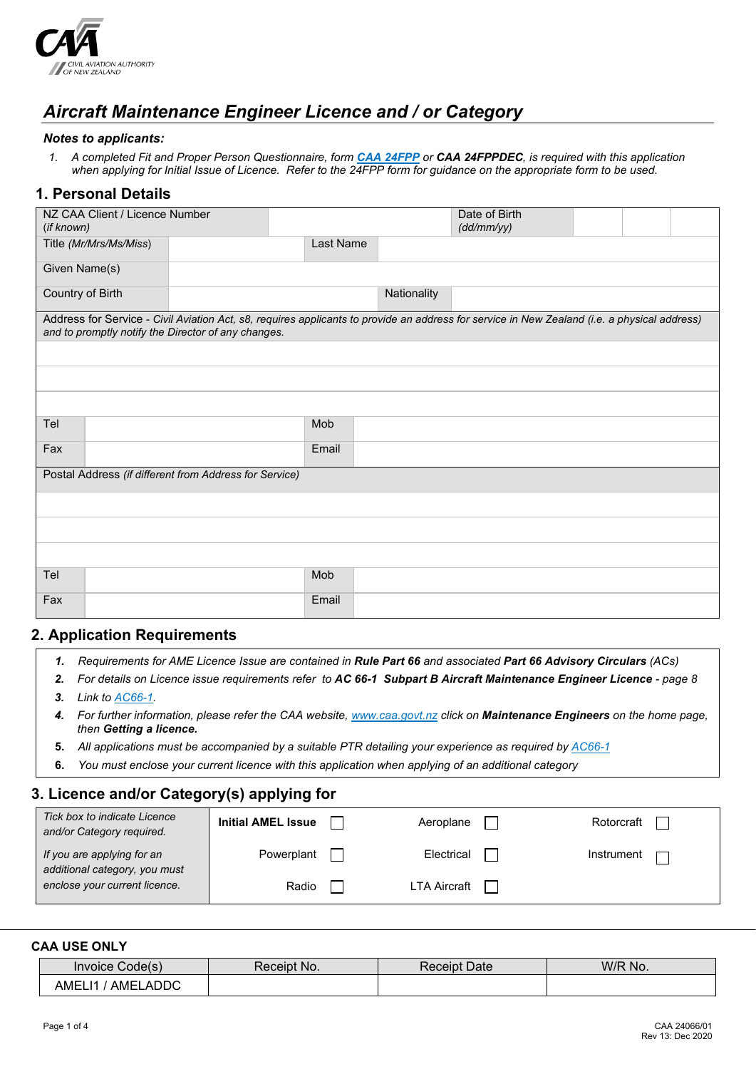CAA CIVIL AVIATION AUTHORITY OF NEW ZEALAND

# *Aircraft Maintenance Engineer Licence and / or Category*

***Notes to applicants:***

1. *A completed Fit and Proper Person Questionnaire, form* ***CAA 24FPP*** *or* ***CAA 24FPPDEC****, is required with this application when applying for Initial Issue of Licence. Refer to the 24FPP form for guidance on the appropriate form to be used.*

## 1. Personal Details

| NZ CAA Client / Licence Number (*if known*) | | Date of Birth (*dd/mm/yy*) | | | |
|---|---|---|---|---|---|
| Title (*Mr/Mrs/Ms/Miss*) | | Last Name | | | |
| Given Name(s) | | | | | |
| Country of Birth | | Nationality | | | |

Address for Service - *Civil Aviation Act, s8, requires applicants to provide an address for service in New Zealand (i.e. a physical address) and to promptly notify the Director of any changes.*

| | | | |
|---|---|---|---|
| | | | |
| | | | |
| | | | |
| Tel | | Mob | |
| Fax | | Email | |

Postal Address *(if different from Address for Service)*

| | | | |
|---|---|---|---|
| | | | |
| | | | |
| | | | |
| Tel | | Mob | |
| Fax | | Email | |

## 2. Application Requirements

1. *Requirements for AME Licence Issue are contained in* ***Rule Part 66*** *and associated* ***Part 66 Advisory Circulars*** *(ACs)*
2. *For details on Licence issue requirements refer to* ***AC 66-1 Subpart B Aircraft Maintenance Engineer Licence*** *- page 8*
3. *Link to AC66-1.*
4. *For further information, please refer the CAA website, www.caa.govt.nz click on* ***Maintenance Engineers*** *on the home page, then* ***Getting a licence.***
5. *All applications must be accompanied by a suitable PTR detailing your experience as required by AC66-1*
6. *You must enclose your current licence with this application when applying of an additional category*

## 3. Licence and/or Category(s) applying for

| *Tick box to indicate Licence and/or Category required.* *If you are applying for an additional category, you must enclose your current licence.* | | | |
|---|---|---|---|
| | **Initial AMEL Issue** ☐ | Aeroplane ☐ | Rotorcraft ☐ |
| | Powerplant ☐ | Electrical ☐ | Instrument ☐ |
| | Radio ☐ | LTA Aircraft ☐ | |

**CAA USE ONLY**

| Invoice Code(s) | Receipt No. | Receipt Date | W/R No. |
|---|---|---|---|
| AMELI1 / AMELADDC | | | |

CAA 24066/01
Rev 13: Dec 2020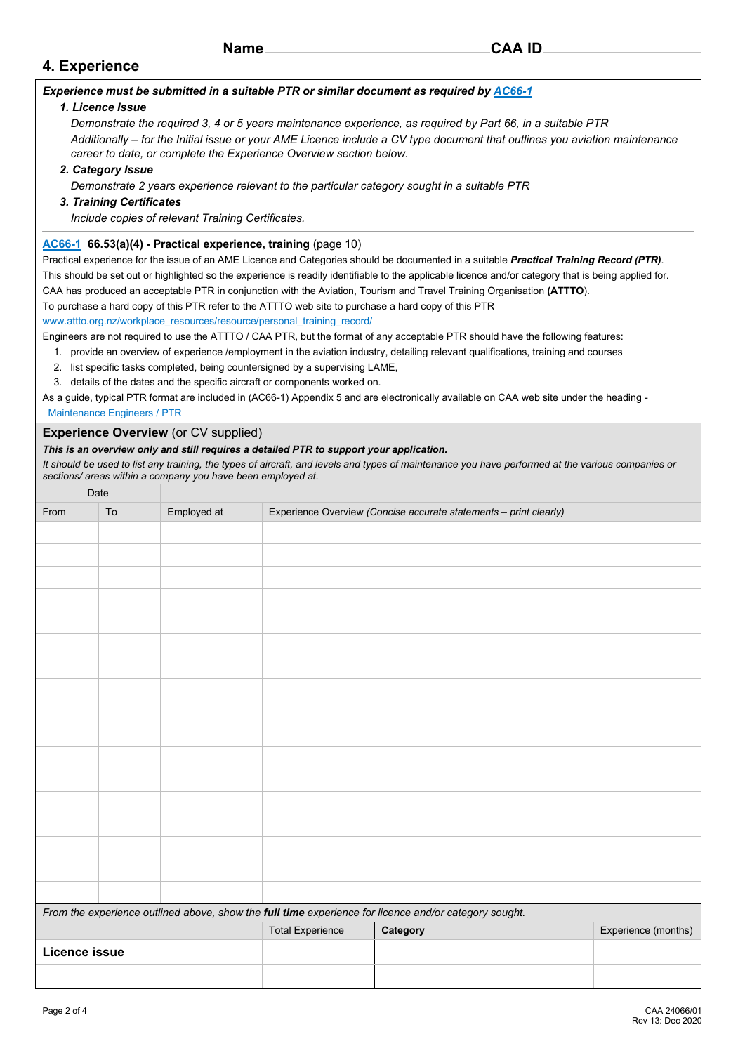Name ______________________ CAA ID ______________________

## 4. Experience

***Experience must be submitted in a suitable PTR or similar document as required by AC66-1***

1. ***Licence Issue***

   *Demonstrate the required 3, 4 or 5 years maintenance experience, as required by Part 66, in a suitable PTR*

   *Additionally – for the Initial issue or your AME Licence include a CV type document that outlines you aviation maintenance career to date, or complete the Experience Overview section below.*

2. ***Category Issue***

   *Demonstrate 2 years experience relevant to the particular category sought in a suitable PTR*

3. ***Training Certificates***

   *Include copies of relevant Training Certificates.*

**AC66-1 66.53(a)(4) - Practical experience, training** (page 10)

Practical experience for the issue of an AME Licence and Categories should be documented in a suitable ***Practical Training Record (PTR)***. This should be set out or highlighted so the experience is readily identifiable to the applicable licence and/or category that is being applied for.

CAA has produced an acceptable PTR in conjunction with the Aviation, Tourism and Travel Training Organisation **(ATTTO)**.

To purchase a hard copy of this PTR refer to the ATTTO web site to purchase a hard copy of this PTR

www.attto.org.nz/workplace_resources/resource/personal_training_record/

Engineers are not required to use the ATTTO / CAA PTR, but the format of any acceptable PTR should have the following features:

1. provide an overview of experience /employment in the aviation industry, detailing relevant qualifications, training and courses
2. list specific tasks completed, being countersigned by a supervising LAME,
3. details of the dates and the specific aircraft or components worked on.

As a guide, typical PTR format are included in (AC66-1) Appendix 5 and are electronically available on CAA web site under the heading - Maintenance Engineers / PTR

### Experience Overview (or CV supplied)

***This is an overview only and still requires a detailed PTR to support your application.***

*It should be used to list any training, the types of aircraft, and levels and types of maintenance you have performed at the various companies or sections/ areas within a company you have been employed at.*

| Date | | | |
|---|---|---|---|
| From | To | Employed at | Experience Overview *(Concise accurate statements – print clearly)* |
| | | | |
| | | | |
| | | | |
| | | | |
| | | | |
| | | | |
| | | | |
| | | | |
| | | | |
| | | | |
| | | | |
| | | | |
| | | | |
| | | | |
| | | | |
| | | | |
| | | | |

*From the experience outlined above, show the* ***full time*** *experience for licence and/or category sought.*

| | Total Experience | **Category** | Experience (months) |
|---|---|---|---|
| **Licence issue** | | | |
| | | | |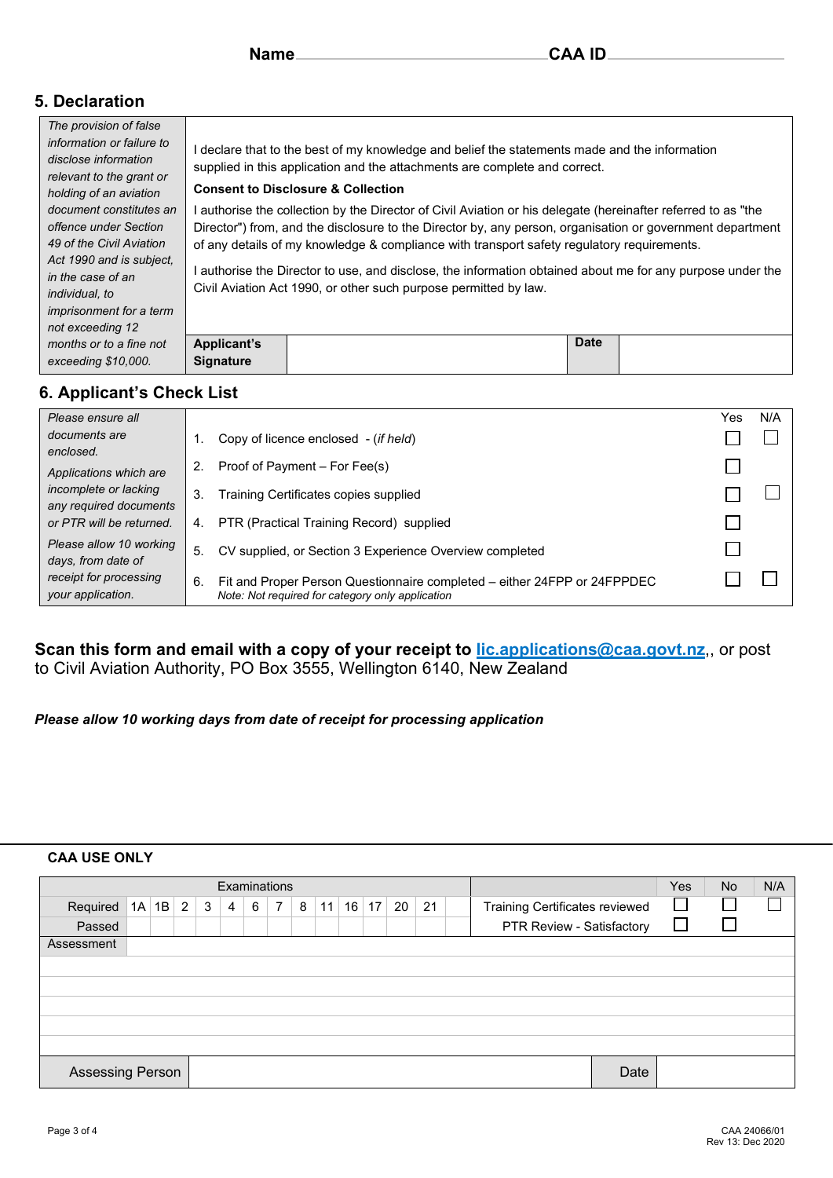**Name**\_\_\_\_\_\_\_\_\_\_\_\_\_\_\_\_\_\_\_\_\_\_\_\_\_\_\_\_\_\_\_\_**CAA ID**\_\_\_\_\_\_\_\_\_\_\_\_\_\_\_\_\_\_\_\_\_\_

## 5. Declaration

| *The provision of false information or failure to disclose information relevant to the grant or holding of an aviation document constitutes an offence under Section 49 of the Civil Aviation Act 1990 and is subject, in the case of an individual, to imprisonment for a term not exceeding 12 months or to a fine not exceeding $10,000.* | I declare that to the best of my knowledge and belief the statements made and the information supplied in this application and the attachments are complete and correct.<br><br>**Consent to Disclosure & Collection**<br><br>I authorise the collection by the Director of Civil Aviation or his delegate (hereinafter referred to as "the Director") from, and the disclosure to the Director by, any person, organisation or government department of any details of my knowledge & compliance with transport safety regulatory requirements.<br><br>I authorise the Director to use, and disclose, the information obtained about me for any purpose under the Civil Aviation Act 1990, or other such purpose permitted by law. | | | |
|---|---|---|---|---|
| | **Applicant's Signature** | | **Date** | |

## 6. Applicant's Check List

| *Please ensure all documents are enclosed.*<br><br>*Applications which are incomplete or lacking any required documents or PTR will be returned.*<br><br>*Please allow 10 working days, from date of receipt for processing your application.* | | Yes | N/A |
|---|---|---|---|
| | 1. Copy of licence enclosed - (*if held*) | ☐ | ☐ |
| | 2. Proof of Payment – For Fee(s) | ☐ | |
| | 3. Training Certificates copies supplied | ☐ | ☐ |
| | 4. PTR (Practical Training Record) supplied | ☐ | |
| | 5. CV supplied, or Section 3 Experience Overview completed | ☐ | |
| | 6. Fit and Proper Person Questionnaire completed – either 24FPP or 24FPPDEC<br>*Note: Not required for category only application* | ☐ | ☐ |

**Scan this form and email with a copy of your receipt to [lic.applications@caa.govt.nz](mailto:lic.applications@caa.govt.nz)**,, or post to Civil Aviation Authority, PO Box 3555, Wellington 6140, New Zealand

***Please allow 10 working days from date of receipt for processing application***

**CAA USE ONLY**

| Examinations | | | | | | | | | | | | | | | Yes | No | N/A |
|---|---|---|---|---|---|---|---|---|---|---|---|---|---|---|---|---|---|
| Required | 1A | 1B | 2 | 3 | 4 | 6 | 7 | 8 | 11 | 16 | 17 | 20 | 21 | Training Certificates reviewed | ☐ | ☐ | ☐ |
| Passed | | | | | | | | | | | | | | PTR Review - Satisfactory | ☐ | ☐ | |
| Assessment | | | | | | | | | | | | | | | | | |

| Assessing Person | | Date | |
|---|---|---|---|

CAA 24066/01
Rev 13: Dec 2020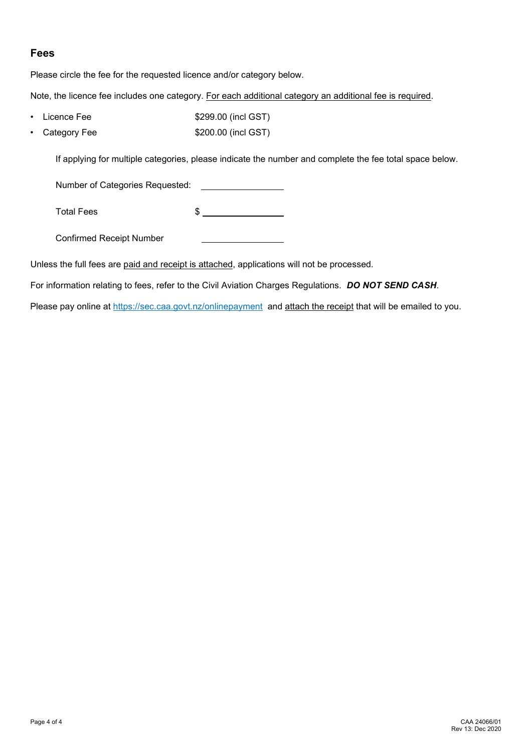## Fees

Please circle the fee for the requested licence and/or category below.

Note, the licence fee includes one category. For each additional category an additional fee is required.

- Licence Fee $299.00 (incl GST)
- Category Fee $200.00 (incl GST)

If applying for multiple categories, please indicate the number and complete the fee total space below.

Number of Categories Requested: ________________

Total Fees $ ________________

Confirmed Receipt Number ________________

Unless the full fees are paid and receipt is attached, applications will not be processed.

For information relating to fees, refer to the Civil Aviation Charges Regulations. ***DO NOT SEND CASH***.

Please pay online at https://sec.caa.govt.nz/onlinepayment and attach the receipt that will be emailed to you.

CAA 24066/01
Rev 13: Dec 2020